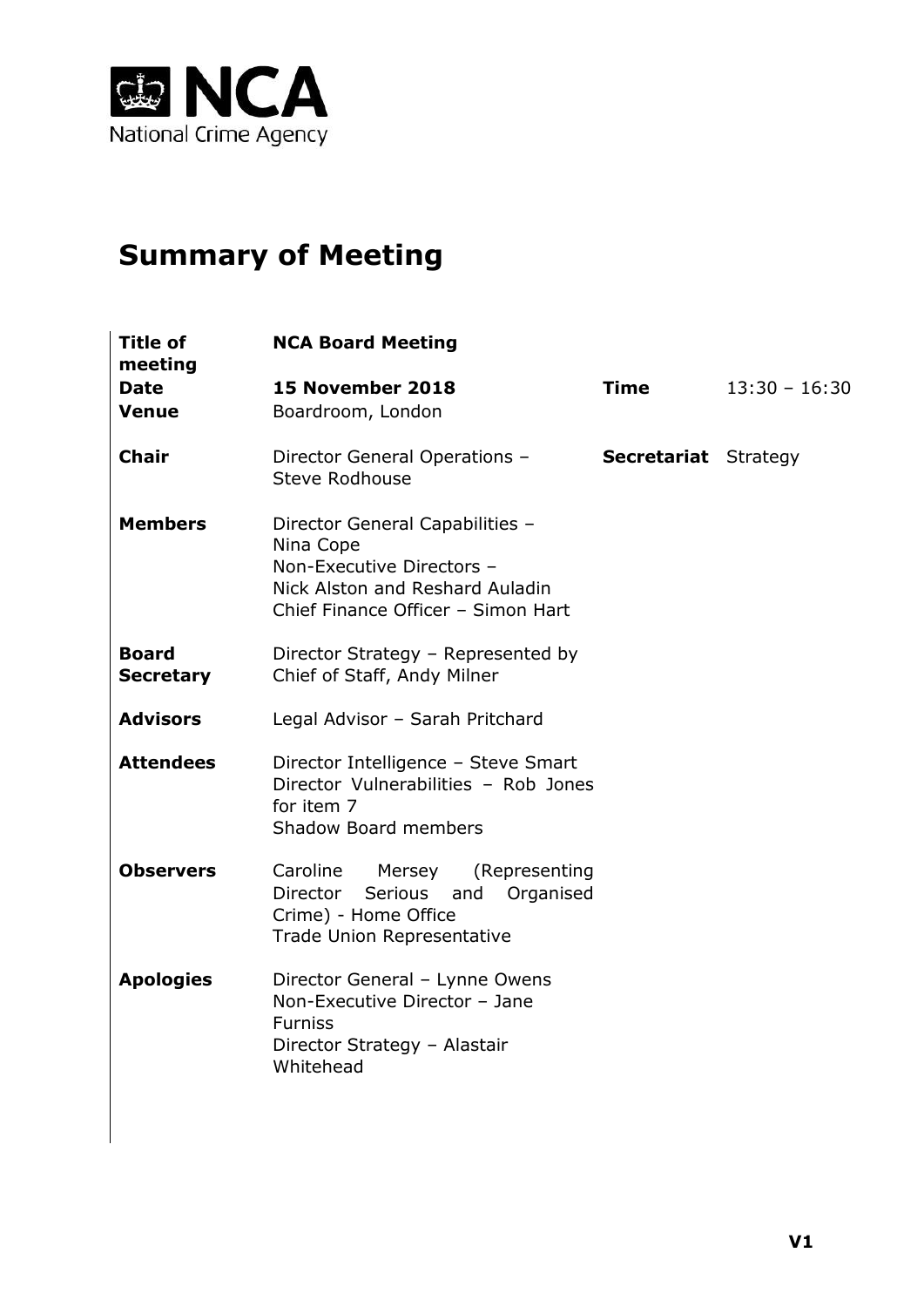NCA
National Crime Agency

# Summary of Meeting

| | | | |
|---|---|---|---|
| **Title of meeting** | **NCA Board Meeting** | | |
| **Date** | **15 November 2018** | **Time** | 13:30 – 16:30 |
| **Venue** | Boardroom, London | | |
| **Chair** | Director General Operations – Steve Rodhouse | **Secretariat** | Strategy |
| **Members** | Director General Capabilities – Nina Cope<br>Non-Executive Directors – Nick Alston and Reshard Auladin<br>Chief Finance Officer – Simon Hart | | |
| **Board Secretary** | Director Strategy – Represented by Chief of Staff, Andy Milner | | |
| **Advisors** | Legal Advisor – Sarah Pritchard | | |
| **Attendees** | Director Intelligence – Steve Smart<br>Director Vulnerabilities – Rob Jones for item 7<br>Shadow Board members | | |
| **Observers** | Caroline Mersey (Representing Director Serious and Organised Crime) - Home Office<br>Trade Union Representative | | |
| **Apologies** | Director General – Lynne Owens<br>Non-Executive Director – Jane Furniss<br>Director Strategy – Alastair Whitehead | | |

V1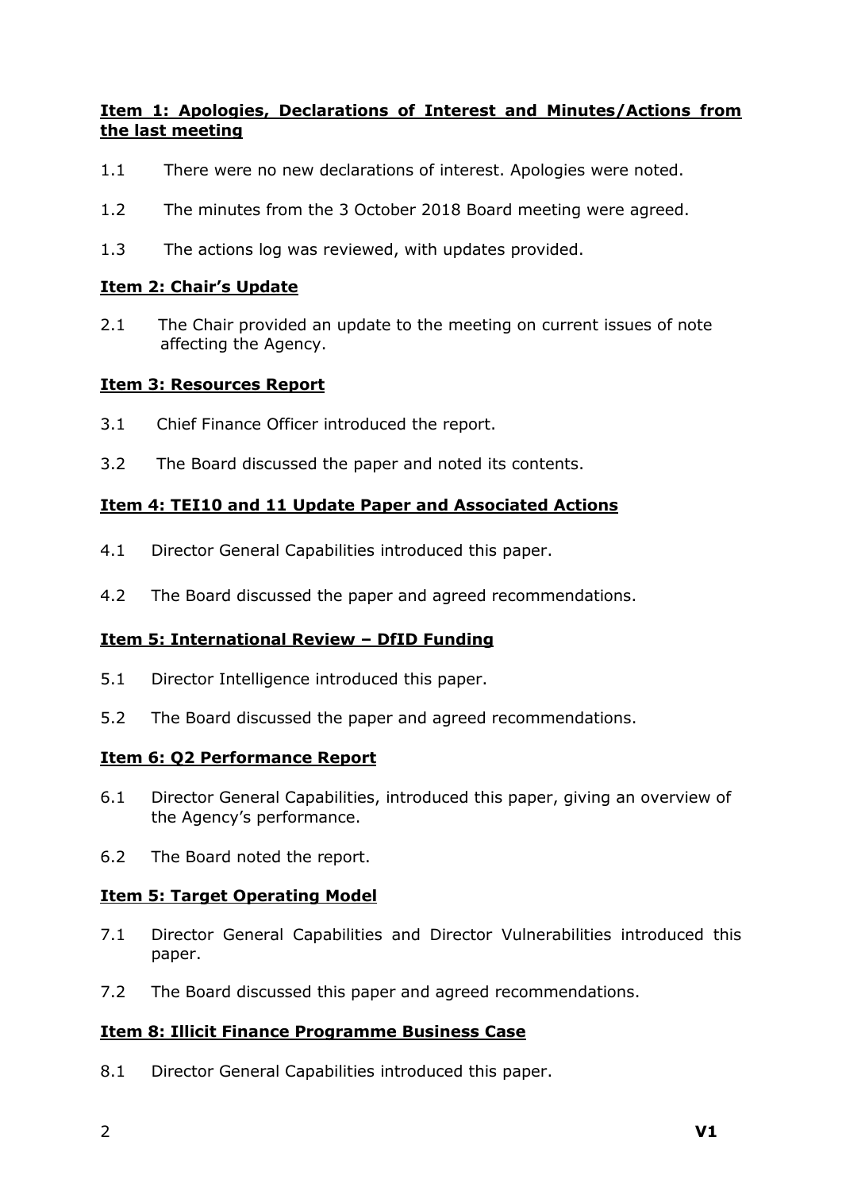**Item 1: Apologies, Declarations of Interest and Minutes/Actions from the last meeting**

1.1 There were no new declarations of interest. Apologies were noted.

1.2 The minutes from the 3 October 2018 Board meeting were agreed.

1.3 The actions log was reviewed, with updates provided.

**Item 2: Chair's Update**

2.1 The Chair provided an update to the meeting on current issues of note affecting the Agency.

**Item 3: Resources Report**

3.1 Chief Finance Officer introduced the report.

3.2 The Board discussed the paper and noted its contents.

**Item 4: TEI10 and 11 Update Paper and Associated Actions**

4.1 Director General Capabilities introduced this paper.

4.2 The Board discussed the paper and agreed recommendations.

**Item 5: International Review – DfID Funding**

5.1 Director Intelligence introduced this paper.

5.2 The Board discussed the paper and agreed recommendations.

**Item 6: Q2 Performance Report**

6.1 Director General Capabilities, introduced this paper, giving an overview of the Agency's performance.

6.2 The Board noted the report.

**Item 5: Target Operating Model**

7.1 Director General Capabilities and Director Vulnerabilities introduced this paper.

7.2 The Board discussed this paper and agreed recommendations.

**Item 8: Illicit Finance Programme Business Case**

8.1 Director General Capabilities introduced this paper.

**V1**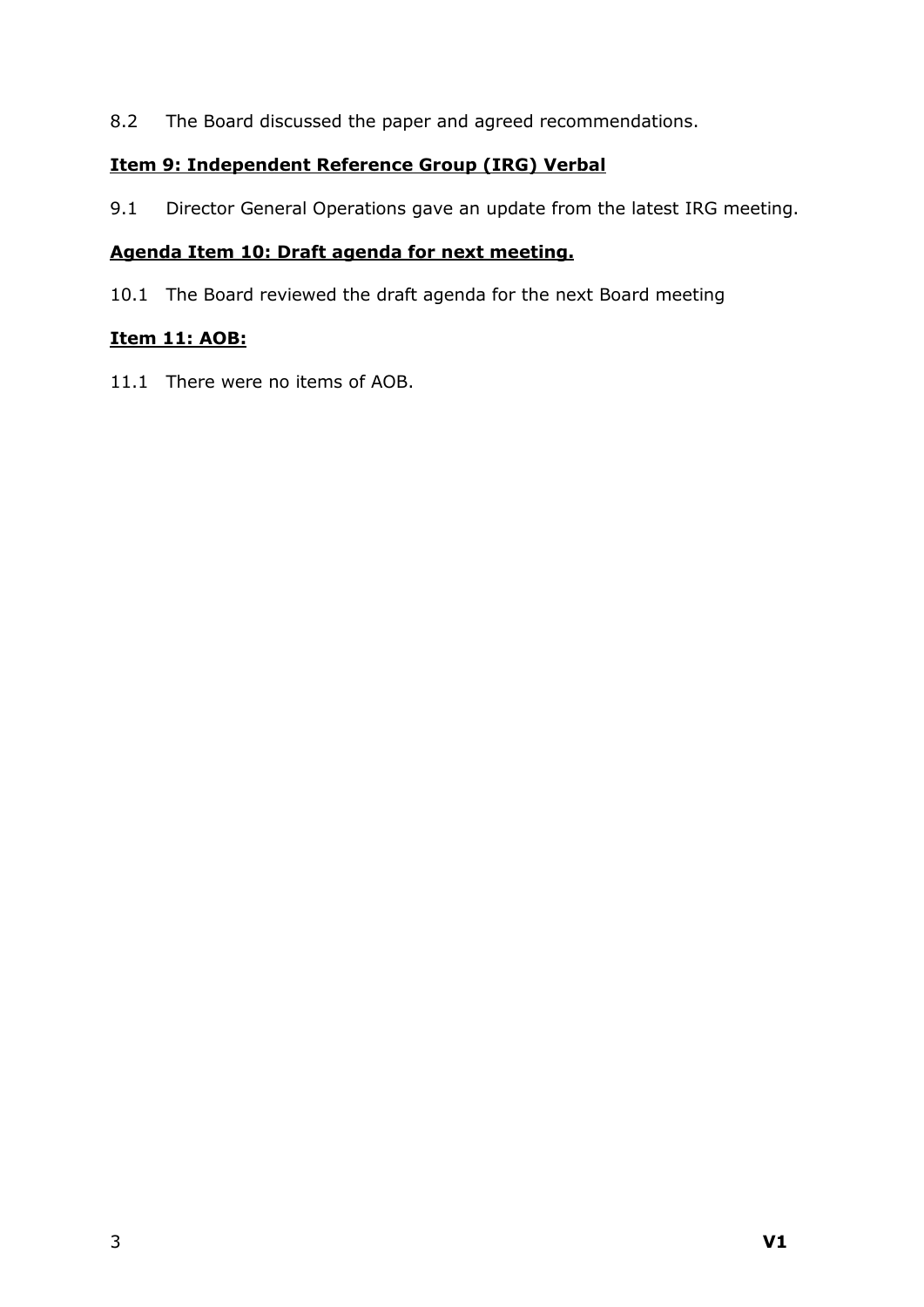8.2 The Board discussed the paper and agreed recommendations.

**Item 9: Independent Reference Group (IRG) Verbal**

9.1 Director General Operations gave an update from the latest IRG meeting.

**Agenda Item 10: Draft agenda for next meeting.**

10.1 The Board reviewed the draft agenda for the next Board meeting

**Item 11: AOB:**

11.1 There were no items of AOB.